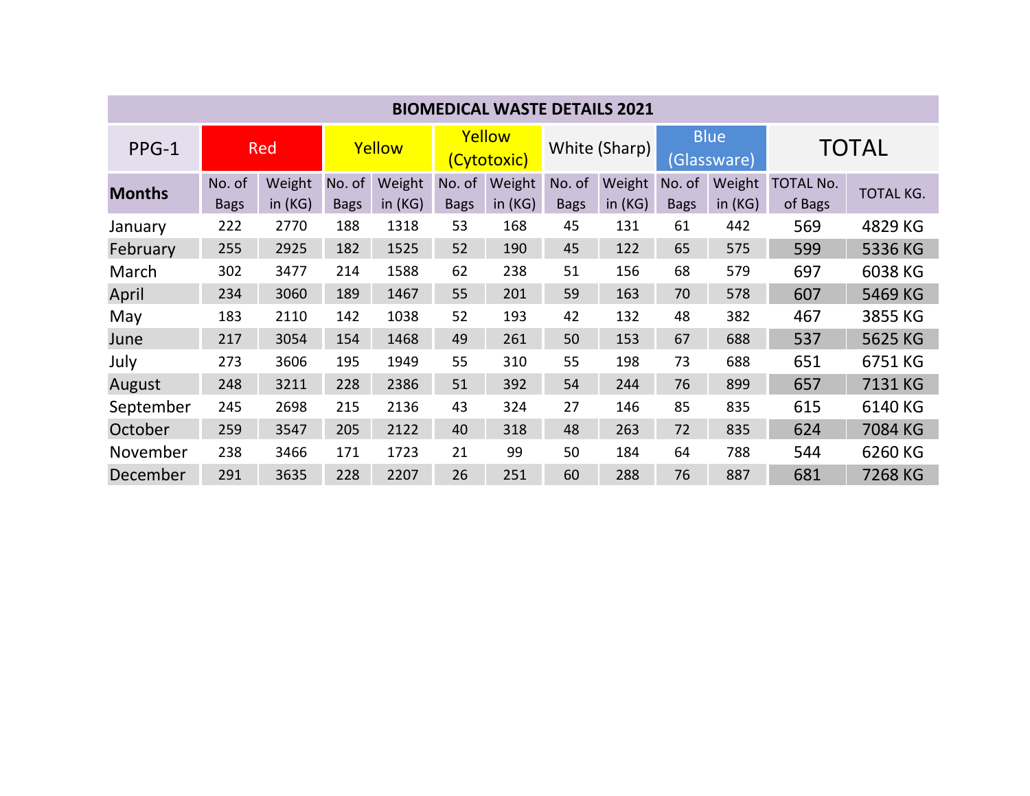| BIOMEDICAL WASTE DETAILS 2021 | | | | | | | | | | | | |
|---|---|---|---|---|---|---|---|---|---|---|---|---|
| PPG-1 | Red | | Yellow | | Yellow (Cytotoxic) | | White (Sharp) | | Blue (Glassware) | | TOTAL | |
| **Months** | No. of Bags | Weight in (KG) | No. of Bags | Weight in (KG) | No. of Bags | Weight in (KG) | No. of Bags | Weight in (KG) | No. of Bags | Weight in (KG) | TOTAL No. of Bags | TOTAL KG. |
| January | 222 | 2770 | 188 | 1318 | 53 | 168 | 45 | 131 | 61 | 442 | 569 | 4829 KG |
| February | 255 | 2925 | 182 | 1525 | 52 | 190 | 45 | 122 | 65 | 575 | 599 | 5336 KG |
| March | 302 | 3477 | 214 | 1588 | 62 | 238 | 51 | 156 | 68 | 579 | 697 | 6038 KG |
| April | 234 | 3060 | 189 | 1467 | 55 | 201 | 59 | 163 | 70 | 578 | 607 | 5469 KG |
| May | 183 | 2110 | 142 | 1038 | 52 | 193 | 42 | 132 | 48 | 382 | 467 | 3855 KG |
| June | 217 | 3054 | 154 | 1468 | 49 | 261 | 50 | 153 | 67 | 688 | 537 | 5625 KG |
| July | 273 | 3606 | 195 | 1949 | 55 | 310 | 55 | 198 | 73 | 688 | 651 | 6751 KG |
| August | 248 | 3211 | 228 | 2386 | 51 | 392 | 54 | 244 | 76 | 899 | 657 | 7131 KG |
| September | 245 | 2698 | 215 | 2136 | 43 | 324 | 27 | 146 | 85 | 835 | 615 | 6140 KG |
| October | 259 | 3547 | 205 | 2122 | 40 | 318 | 48 | 263 | 72 | 835 | 624 | 7084 KG |
| November | 238 | 3466 | 171 | 1723 | 21 | 99 | 50 | 184 | 64 | 788 | 544 | 6260 KG |
| December | 291 | 3635 | 228 | 2207 | 26 | 251 | 60 | 288 | 76 | 887 | 681 | 7268 KG |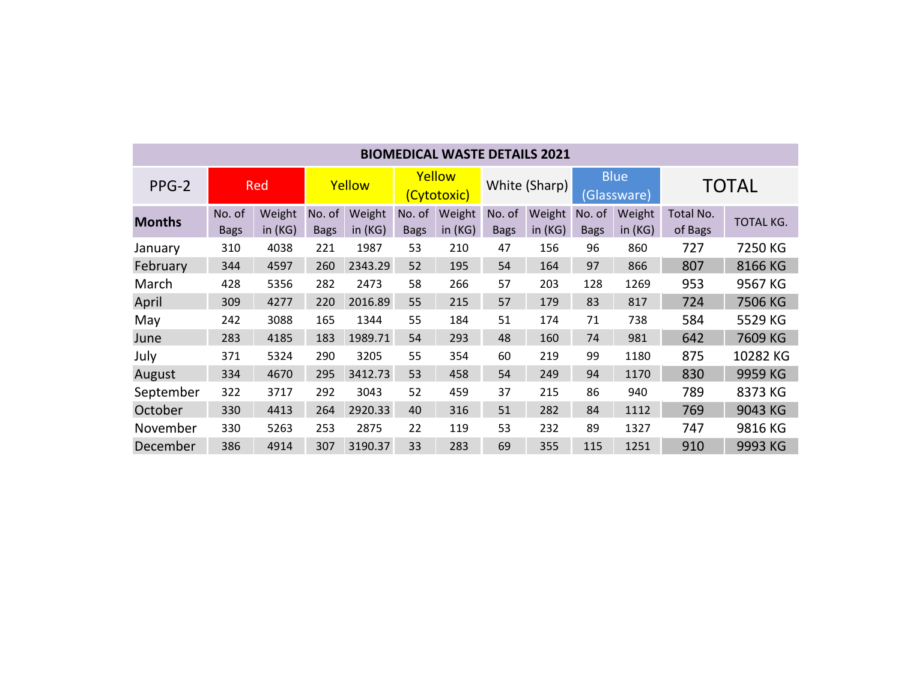| BIOMEDICAL WASTE DETAILS 2021 | | | | | | | | | | | | |
|---|---|---|---|---|---|---|---|---|---|---|---|---|
| PPG-2 | Red | | Yellow | | Yellow (Cytotoxic) | | White (Sharp) | | Blue (Glassware) | | TOTAL | |
| **Months** | No. of Bags | Weight in (KG) | No. of Bags | Weight in (KG) | No. of Bags | Weight in (KG) | No. of Bags | Weight in (KG) | No. of Bags | Weight in (KG) | Total No. of Bags | TOTAL KG. |
| January | 310 | 4038 | 221 | 1987 | 53 | 210 | 47 | 156 | 96 | 860 | 727 | 7250 KG |
| February | 344 | 4597 | 260 | 2343.29 | 52 | 195 | 54 | 164 | 97 | 866 | 807 | 8166 KG |
| March | 428 | 5356 | 282 | 2473 | 58 | 266 | 57 | 203 | 128 | 1269 | 953 | 9567 KG |
| April | 309 | 4277 | 220 | 2016.89 | 55 | 215 | 57 | 179 | 83 | 817 | 724 | 7506 KG |
| May | 242 | 3088 | 165 | 1344 | 55 | 184 | 51 | 174 | 71 | 738 | 584 | 5529 KG |
| June | 283 | 4185 | 183 | 1989.71 | 54 | 293 | 48 | 160 | 74 | 981 | 642 | 7609 KG |
| July | 371 | 5324 | 290 | 3205 | 55 | 354 | 60 | 219 | 99 | 1180 | 875 | 10282 KG |
| August | 334 | 4670 | 295 | 3412.73 | 53 | 458 | 54 | 249 | 94 | 1170 | 830 | 9959 KG |
| September | 322 | 3717 | 292 | 3043 | 52 | 459 | 37 | 215 | 86 | 940 | 789 | 8373 KG |
| October | 330 | 4413 | 264 | 2920.33 | 40 | 316 | 51 | 282 | 84 | 1112 | 769 | 9043 KG |
| November | 330 | 5263 | 253 | 2875 | 22 | 119 | 53 | 232 | 89 | 1327 | 747 | 9816 KG |
| December | 386 | 4914 | 307 | 3190.37 | 33 | 283 | 69 | 355 | 115 | 1251 | 910 | 9993 KG |